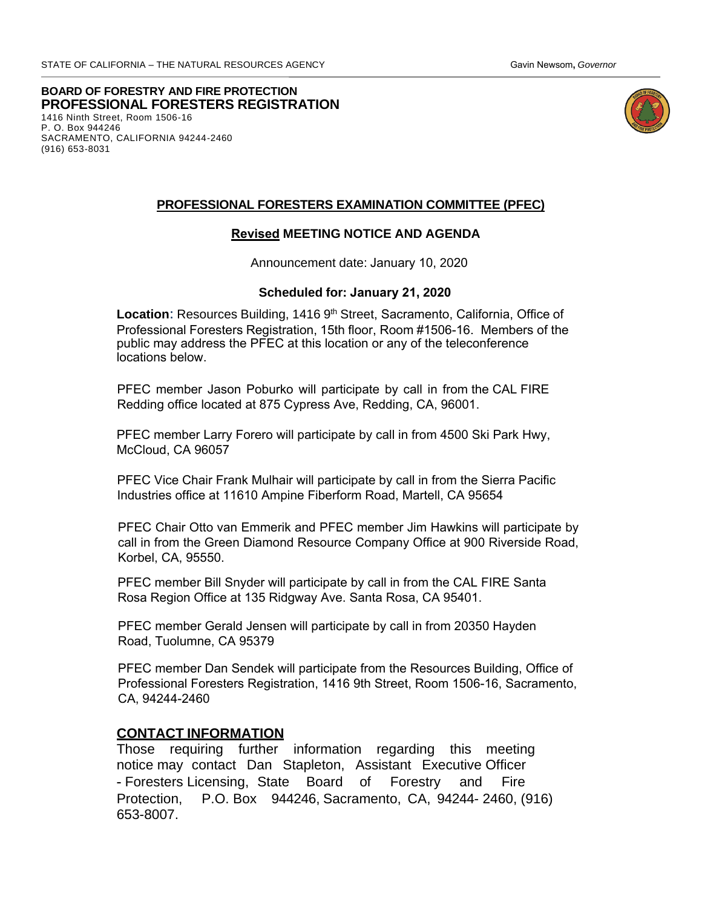STATE OF CALIFORNIA – THE NATURAL RESOURCES AGENCY Gavin Newsom, *Governor*

**BOARD OF FORESTRY AND FIRE PROTECTION**
**PROFESSIONAL FORESTERS REGISTRATION**
1416 Ninth Street, Room 1506-16
P. O. Box 944246
SACRAMENTO, CALIFORNIA 94244-2460
(916) 653-8031

## PROFESSIONAL FORESTERS EXAMINATION COMMITTEE (PFEC)

### Revised MEETING NOTICE AND AGENDA

Announcement date: January 10, 2020

**Scheduled for: January 21, 2020**

**Location**: Resources Building, 1416 9th Street, Sacramento, California, Office of Professional Foresters Registration, 15th floor, Room #1506-16. Members of the public may address the PFEC at this location or any of the teleconference locations below.

PFEC member Jason Poburko will participate by call in from the CAL FIRE Redding office located at 875 Cypress Ave, Redding, CA, 96001.

PFEC member Larry Forero will participate by call in from 4500 Ski Park Hwy, McCloud, CA 96057

PFEC Vice Chair Frank Mulhair will participate by call in from the Sierra Pacific Industries office at 11610 Ampine Fiberform Road, Martell, CA 95654

PFEC Chair Otto van Emmerik and PFEC member Jim Hawkins will participate by call in from the Green Diamond Resource Company Office at 900 Riverside Road, Korbel, CA, 95550.

PFEC member Bill Snyder will participate by call in from the CAL FIRE Santa Rosa Region Office at 135 Ridgway Ave. Santa Rosa, CA 95401.

PFEC member Gerald Jensen will participate by call in from 20350 Hayden Road, Tuolumne, CA 95379

PFEC member Dan Sendek will participate from the Resources Building, Office of Professional Foresters Registration, 1416 9th Street, Room 1506-16, Sacramento, CA, 94244-2460

## CONTACT INFORMATION

Those requiring further information regarding this meeting notice may contact Dan Stapleton, Assistant Executive Officer - Foresters Licensing, State Board of Forestry and Fire Protection, P.O. Box 944246, Sacramento, CA, 94244- 2460, (916) 653-8007.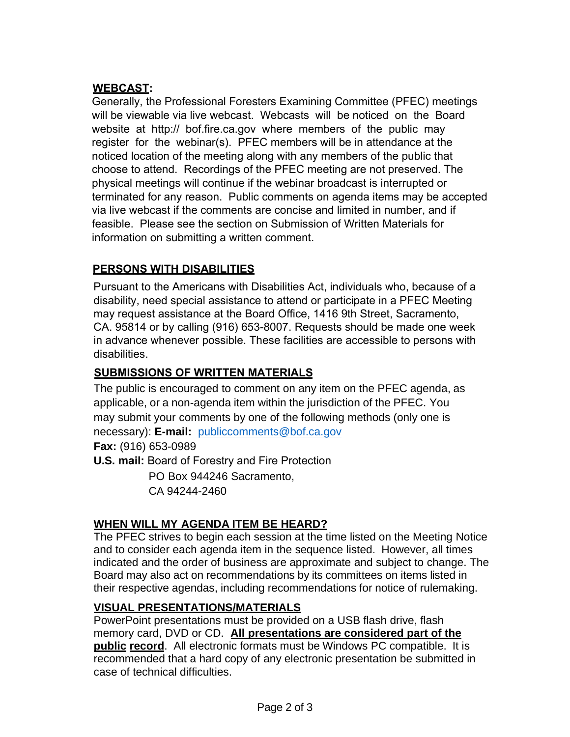## WEBCAST:

Generally, the Professional Foresters Examining Committee (PFEC) meetings will be viewable via live webcast. Webcasts will be noticed on the Board website at http:// bof.fire.ca.gov where members of the public may register for the webinar(s). PFEC members will be in attendance at the noticed location of the meeting along with any members of the public that choose to attend. Recordings of the PFEC meeting are not preserved. The physical meetings will continue if the webinar broadcast is interrupted or terminated for any reason. Public comments on agenda items may be accepted via live webcast if the comments are concise and limited in number, and if feasible. Please see the section on Submission of Written Materials for information on submitting a written comment.

## PERSONS WITH DISABILITIES

Pursuant to the Americans with Disabilities Act, individuals who, because of a disability, need special assistance to attend or participate in a PFEC Meeting may request assistance at the Board Office, 1416 9th Street, Sacramento, CA. 95814 or by calling (916) 653-8007. Requests should be made one week in advance whenever possible. These facilities are accessible to persons with disabilities.

## SUBMISSIONS OF WRITTEN MATERIALS

The public is encouraged to comment on any item on the PFEC agenda, as applicable, or a non-agenda item within the jurisdiction of the PFEC. You may submit your comments by one of the following methods (only one is necessary): **E-mail:** publiccomments@bof.ca.gov

**Fax:** (916) 653-0989

**U.S. mail:** Board of Forestry and Fire Protection
PO Box 944246 Sacramento,
CA 94244-2460

## WHEN WILL MY AGENDA ITEM BE HEARD?

The PFEC strives to begin each session at the time listed on the Meeting Notice and to consider each agenda item in the sequence listed. However, all times indicated and the order of business are approximate and subject to change. The Board may also act on recommendations by its committees on items listed in their respective agendas, including recommendations for notice of rulemaking.

## VISUAL PRESENTATIONS/MATERIALS

PowerPoint presentations must be provided on a USB flash drive, flash memory card, DVD or CD. **All presentations are considered part of the public record**. All electronic formats must be Windows PC compatible. It is recommended that a hard copy of any electronic presentation be submitted in case of technical difficulties.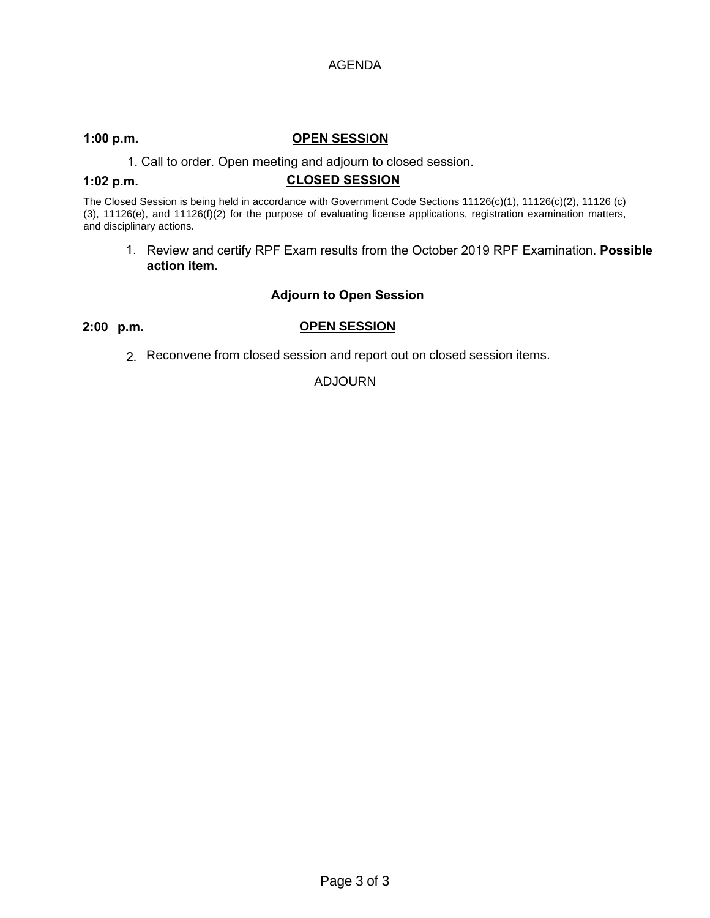AGENDA

**1:00 p.m.** **OPEN SESSION**

1. Call to order. Open meeting and adjourn to closed session.

**1:02 p.m.** **CLOSED SESSION**

The Closed Session is being held in accordance with Government Code Sections 11126(c)(1), 11126(c)(2), 11126 (c)(3), 11126(e), and 11126(f)(2) for the purpose of evaluating license applications, registration examination matters, and disciplinary actions.

1. Review and certify RPF Exam results from the October 2019 RPF Examination. **Possible action item.**

**Adjourn to Open Session**

**2:00 p.m.** **OPEN SESSION**

2. Reconvene from closed session and report out on closed session items.

ADJOURN